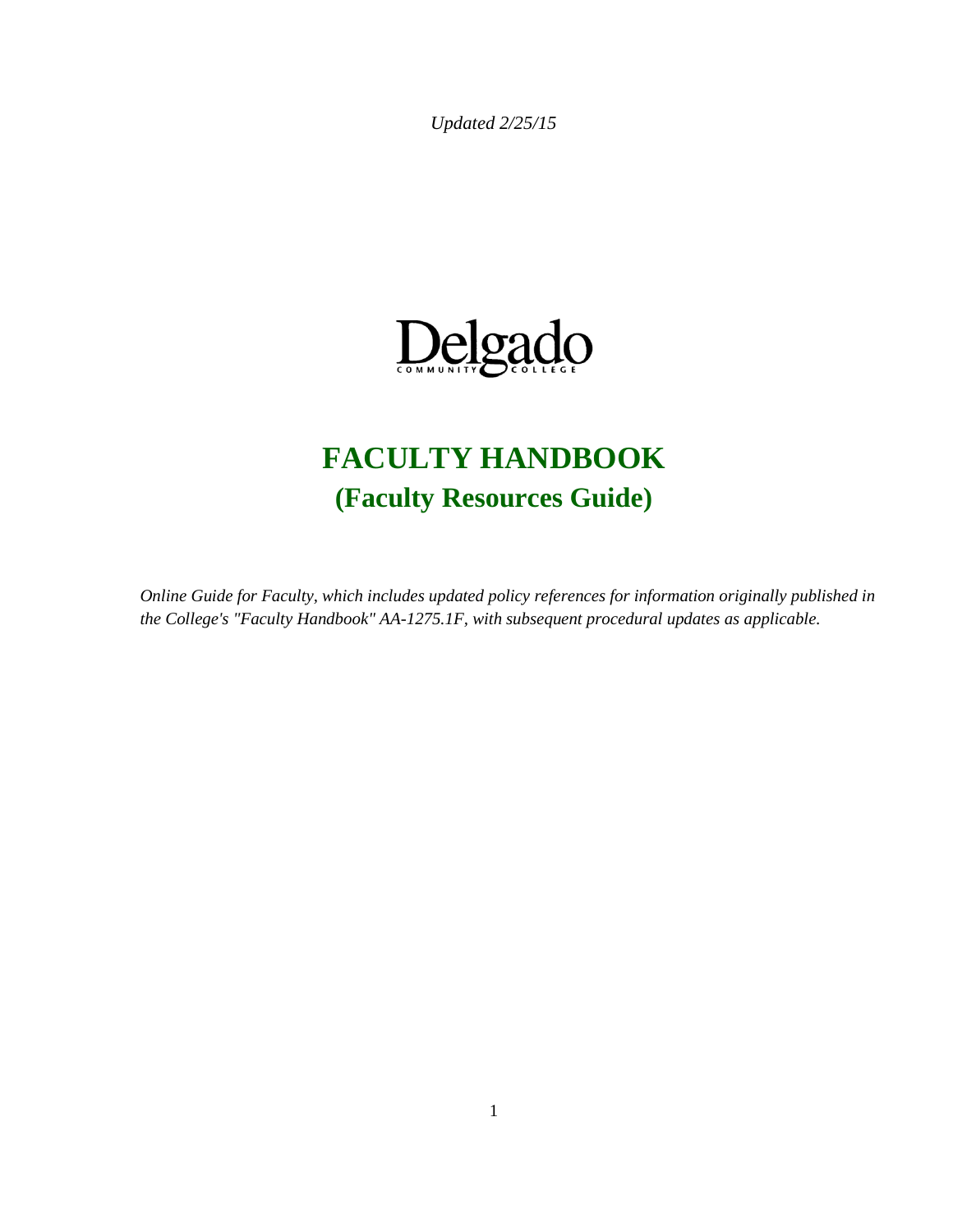*Updated 2/25/15*

Delgado

COMMUNITY COLLEGE

# FACULTY HANDBOOK

## (Faculty Resources Guide)

*Online Guide for Faculty, which includes updated policy references for information originally published in the College's "Faculty Handbook" AA-1275.1F, with subsequent procedural updates as applicable.*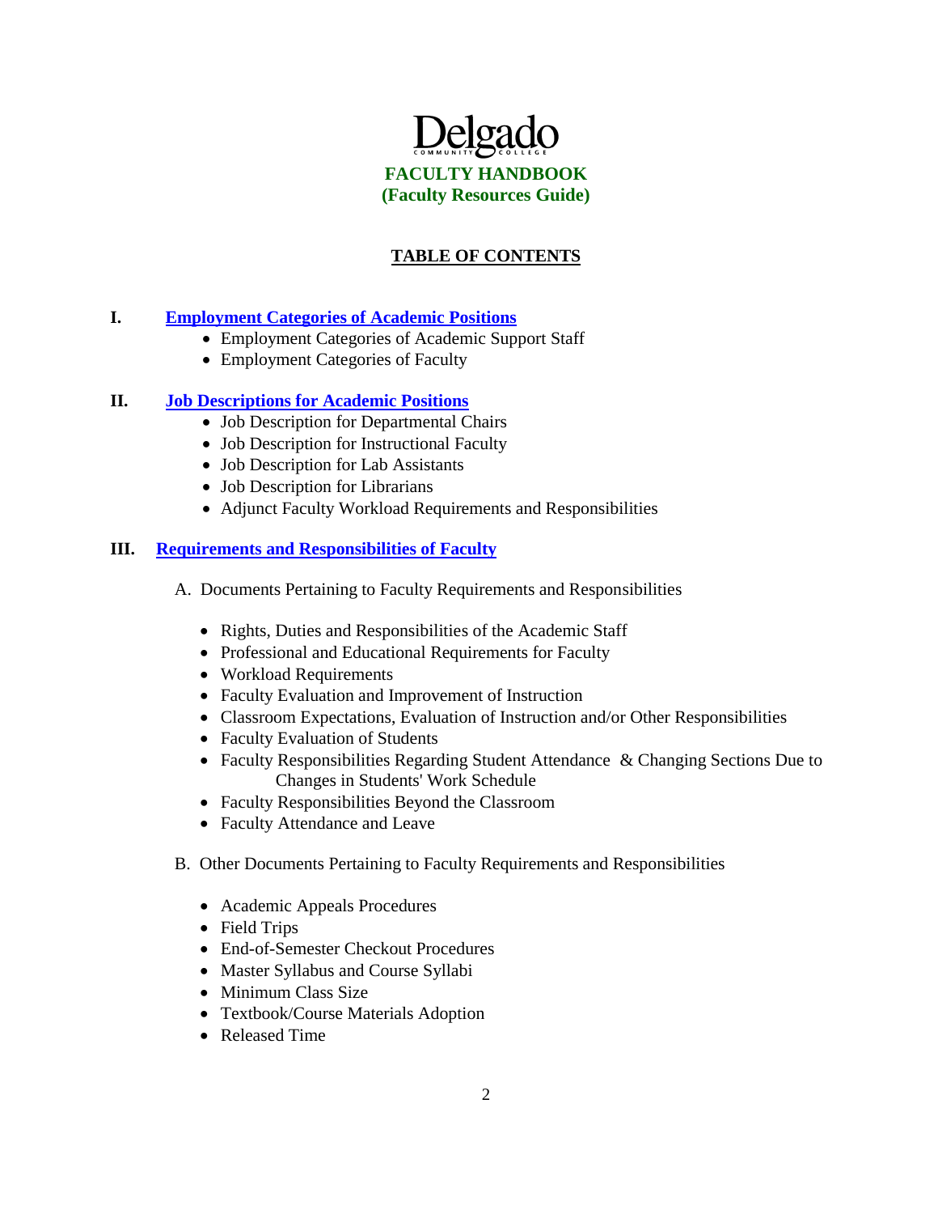Delgado
COMMUNITY COLLEGE

**FACULTY HANDBOOK**
**(Faculty Resources Guide)**

## TABLE OF CONTENTS

**I. Employment Categories of Academic Positions**

- Employment Categories of Academic Support Staff
- Employment Categories of Faculty

**II. Job Descriptions for Academic Positions**

- Job Description for Departmental Chairs
- Job Description for Instructional Faculty
- Job Description for Lab Assistants
- Job Description for Librarians
- Adjunct Faculty Workload Requirements and Responsibilities

**III. Requirements and Responsibilities of Faculty**

A. Documents Pertaining to Faculty Requirements and Responsibilities

- Rights, Duties and Responsibilities of the Academic Staff
- Professional and Educational Requirements for Faculty
- Workload Requirements
- Faculty Evaluation and Improvement of Instruction
- Classroom Expectations, Evaluation of Instruction and/or Other Responsibilities
- Faculty Evaluation of Students
- Faculty Responsibilities Regarding Student Attendance & Changing Sections Due to Changes in Students' Work Schedule
- Faculty Responsibilities Beyond the Classroom
- Faculty Attendance and Leave

B. Other Documents Pertaining to Faculty Requirements and Responsibilities

- Academic Appeals Procedures
- Field Trips
- End-of-Semester Checkout Procedures
- Master Syllabus and Course Syllabi
- Minimum Class Size
- Textbook/Course Materials Adoption
- Released Time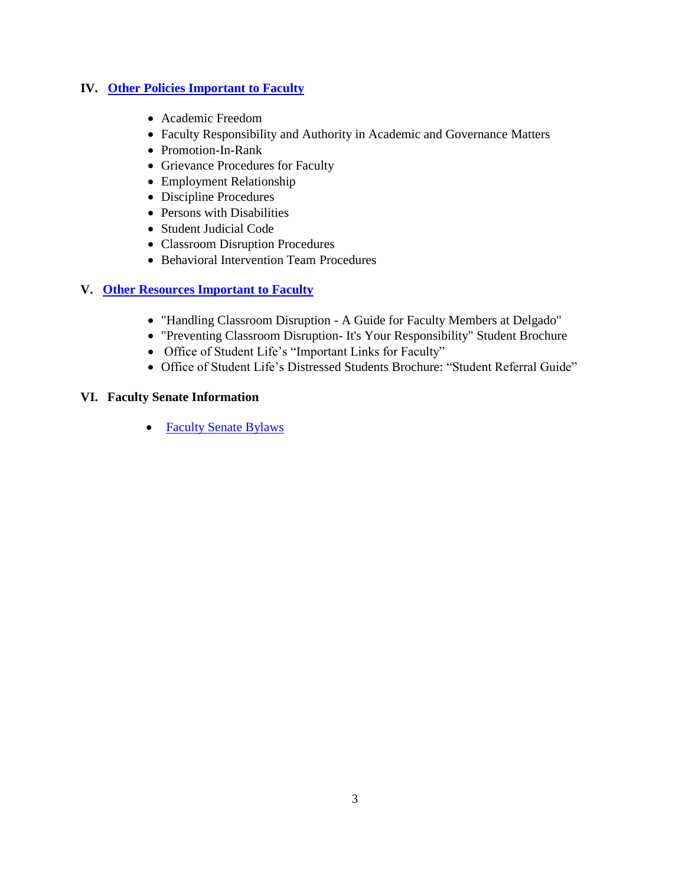## IV. Other Policies Important to Faculty

- Academic Freedom
- Faculty Responsibility and Authority in Academic and Governance Matters
- Promotion-In-Rank
- Grievance Procedures for Faculty
- Employment Relationship
- Discipline Procedures
- Persons with Disabilities
- Student Judicial Code
- Classroom Disruption Procedures
- Behavioral Intervention Team Procedures

## V. Other Resources Important to Faculty

- "Handling Classroom Disruption - A Guide for Faculty Members at Delgado"
- "Preventing Classroom Disruption- It's Your Responsibility" Student Brochure
- Office of Student Life's "Important Links for Faculty"
- Office of Student Life's Distressed Students Brochure: "Student Referral Guide"

## VI. Faculty Senate Information

- Faculty Senate Bylaws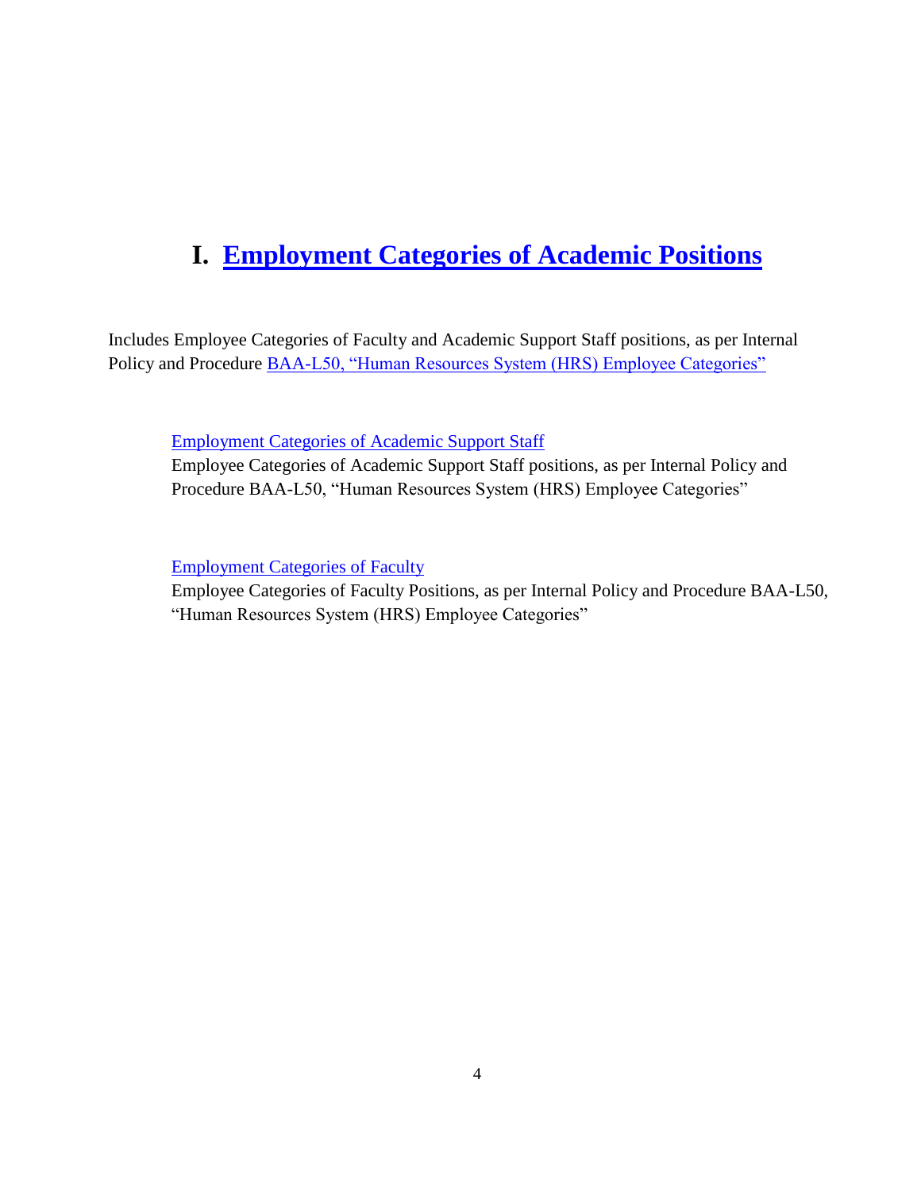# I. Employment Categories of Academic Positions

Includes Employee Categories of Faculty and Academic Support Staff positions, as per Internal Policy and Procedure BAA-L50, "Human Resources System (HRS) Employee Categories"

Employment Categories of Academic Support Staff
Employee Categories of Academic Support Staff positions, as per Internal Policy and Procedure BAA-L50, "Human Resources System (HRS) Employee Categories"

Employment Categories of Faculty
Employee Categories of Faculty Positions, as per Internal Policy and Procedure BAA-L50, "Human Resources System (HRS) Employee Categories"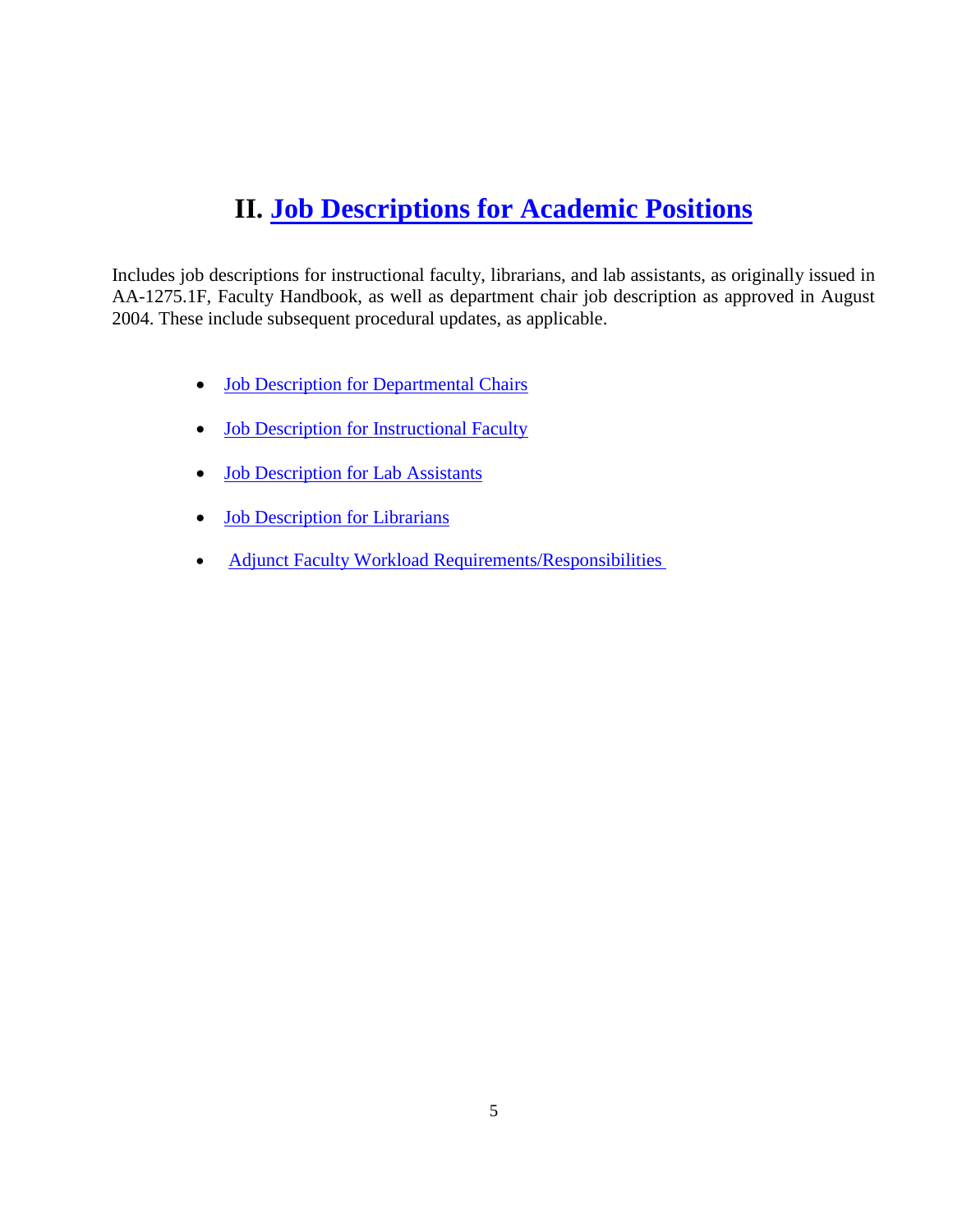# II. Job Descriptions for Academic Positions

Includes job descriptions for instructional faculty, librarians, and lab assistants, as originally issued in AA-1275.1F, Faculty Handbook, as well as department chair job description as approved in August 2004. These include subsequent procedural updates, as applicable.

- Job Description for Departmental Chairs
- Job Description for Instructional Faculty
- Job Description for Lab Assistants
- Job Description for Librarians
- Adjunct Faculty Workload Requirements/Responsibilities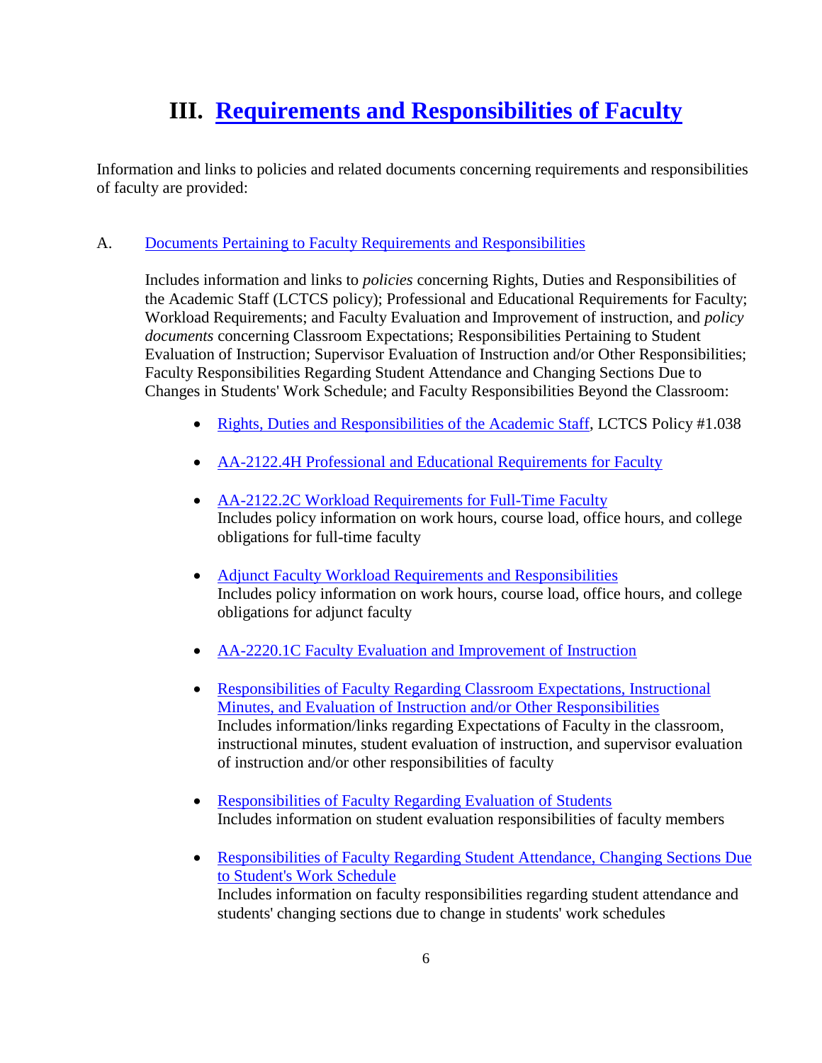# III. Requirements and Responsibilities of Faculty

Information and links to policies and related documents concerning requirements and responsibilities of faculty are provided:

A. Documents Pertaining to Faculty Requirements and Responsibilities

Includes information and links to *policies* concerning Rights, Duties and Responsibilities of the Academic Staff (LCTCS policy); Professional and Educational Requirements for Faculty; Workload Requirements; and Faculty Evaluation and Improvement of instruction, and *policy documents* concerning Classroom Expectations; Responsibilities Pertaining to Student Evaluation of Instruction; Supervisor Evaluation of Instruction and/or Other Responsibilities; Faculty Responsibilities Regarding Student Attendance and Changing Sections Due to Changes in Students' Work Schedule; and Faculty Responsibilities Beyond the Classroom:

- Rights, Duties and Responsibilities of the Academic Staff, LCTCS Policy #1.038
- AA-2122.4H Professional and Educational Requirements for Faculty
- AA-2122.2C Workload Requirements for Full-Time Faculty  
  Includes policy information on work hours, course load, office hours, and college obligations for full-time faculty
- Adjunct Faculty Workload Requirements and Responsibilities  
  Includes policy information on work hours, course load, office hours, and college obligations for adjunct faculty
- AA-2220.1C Faculty Evaluation and Improvement of Instruction
- Responsibilities of Faculty Regarding Classroom Expectations, Instructional Minutes, and Evaluation of Instruction and/or Other Responsibilities  
  Includes information/links regarding Expectations of Faculty in the classroom, instructional minutes, student evaluation of instruction, and supervisor evaluation of instruction and/or other responsibilities of faculty
- Responsibilities of Faculty Regarding Evaluation of Students  
  Includes information on student evaluation responsibilities of faculty members
- Responsibilities of Faculty Regarding Student Attendance, Changing Sections Due to Student's Work Schedule  
  Includes information on faculty responsibilities regarding student attendance and students' changing sections due to change in students' work schedules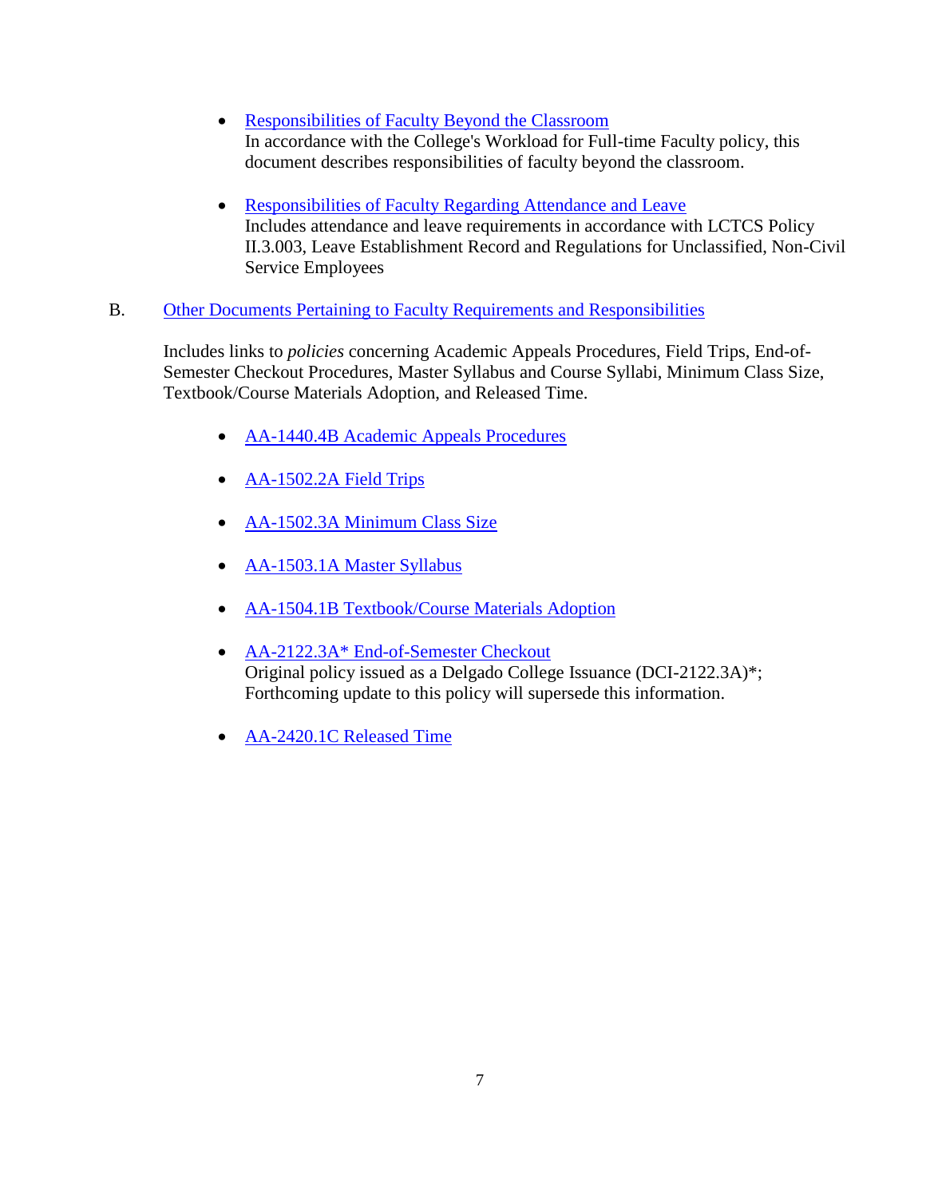- Responsibilities of Faculty Beyond the Classroom
  In accordance with the College's Workload for Full-time Faculty policy, this document describes responsibilities of faculty beyond the classroom.

- Responsibilities of Faculty Regarding Attendance and Leave
  Includes attendance and leave requirements in accordance with LCTCS Policy II.3.003, Leave Establishment Record and Regulations for Unclassified, Non-Civil Service Employees

B. Other Documents Pertaining to Faculty Requirements and Responsibilities

Includes links to *policies* concerning Academic Appeals Procedures, Field Trips, End-of-Semester Checkout Procedures, Master Syllabus and Course Syllabi, Minimum Class Size, Textbook/Course Materials Adoption, and Released Time.

- AA-1440.4B Academic Appeals Procedures

- AA-1502.2A Field Trips

- AA-1502.3A Minimum Class Size

- AA-1503.1A Master Syllabus

- AA-1504.1B Textbook/Course Materials Adoption

- AA-2122.3A* End-of-Semester Checkout
  Original policy issued as a Delgado College Issuance (DCI-2122.3A)*; Forthcoming update to this policy will supersede this information.

- AA-2420.1C Released Time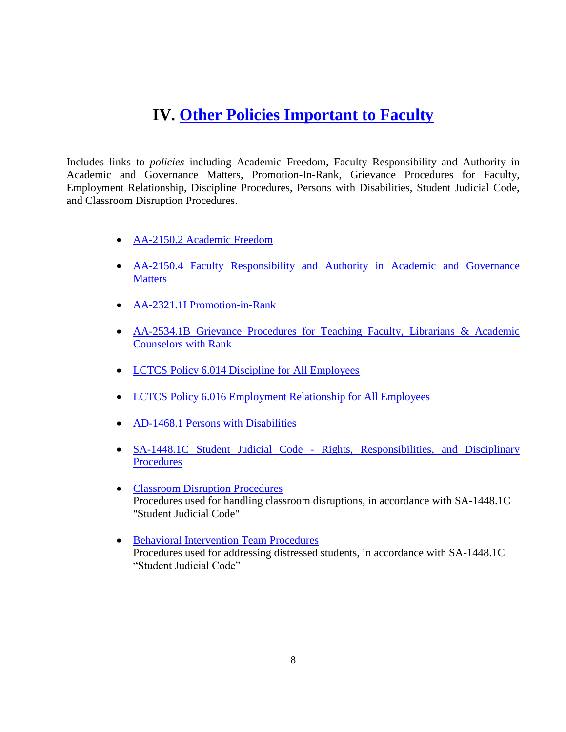# IV. Other Policies Important to Faculty

Includes links to *policies* including Academic Freedom, Faculty Responsibility and Authority in Academic and Governance Matters, Promotion-In-Rank, Grievance Procedures for Faculty, Employment Relationship, Discipline Procedures, Persons with Disabilities, Student Judicial Code, and Classroom Disruption Procedures.

- AA-2150.2 Academic Freedom
- AA-2150.4 Faculty Responsibility and Authority in Academic and Governance Matters
- AA-2321.1I Promotion-in-Rank
- AA-2534.1B Grievance Procedures for Teaching Faculty, Librarians & Academic Counselors with Rank
- LCTCS Policy 6.014 Discipline for All Employees
- LCTCS Policy 6.016 Employment Relationship for All Employees
- AD-1468.1 Persons with Disabilities
- SA-1448.1C Student Judicial Code - Rights, Responsibilities, and Disciplinary Procedures
- Classroom Disruption Procedures
  Procedures used for handling classroom disruptions, in accordance with SA-1448.1C "Student Judicial Code"
- Behavioral Intervention Team Procedures
  Procedures used for addressing distressed students, in accordance with SA-1448.1C "Student Judicial Code"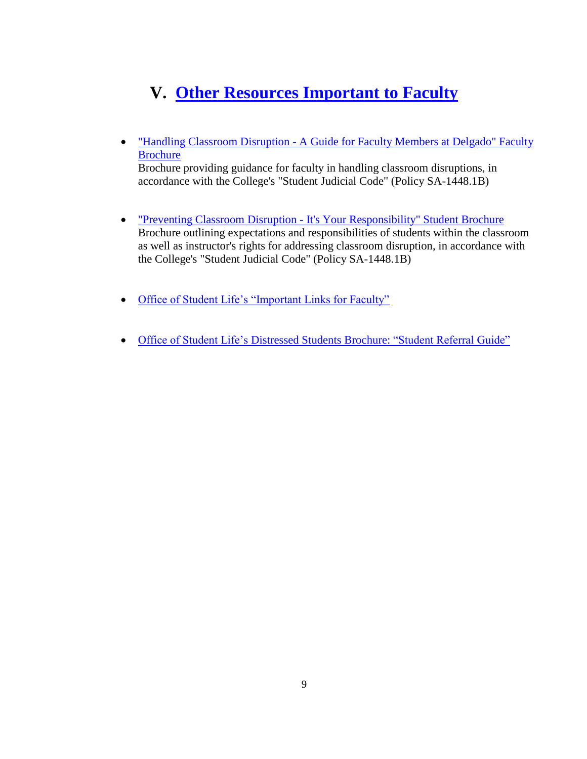# V. Other Resources Important to Faculty

- "Handling Classroom Disruption - A Guide for Faculty Members at Delgado" Faculty Brochure
  Brochure providing guidance for faculty in handling classroom disruptions, in accordance with the College's "Student Judicial Code" (Policy SA-1448.1B)

- "Preventing Classroom Disruption - It's Your Responsibility" Student Brochure
  Brochure outlining expectations and responsibilities of students within the classroom as well as instructor's rights for addressing classroom disruption, in accordance with the College's "Student Judicial Code" (Policy SA-1448.1B)

- Office of Student Life's "Important Links for Faculty"

- Office of Student Life's Distressed Students Brochure: "Student Referral Guide"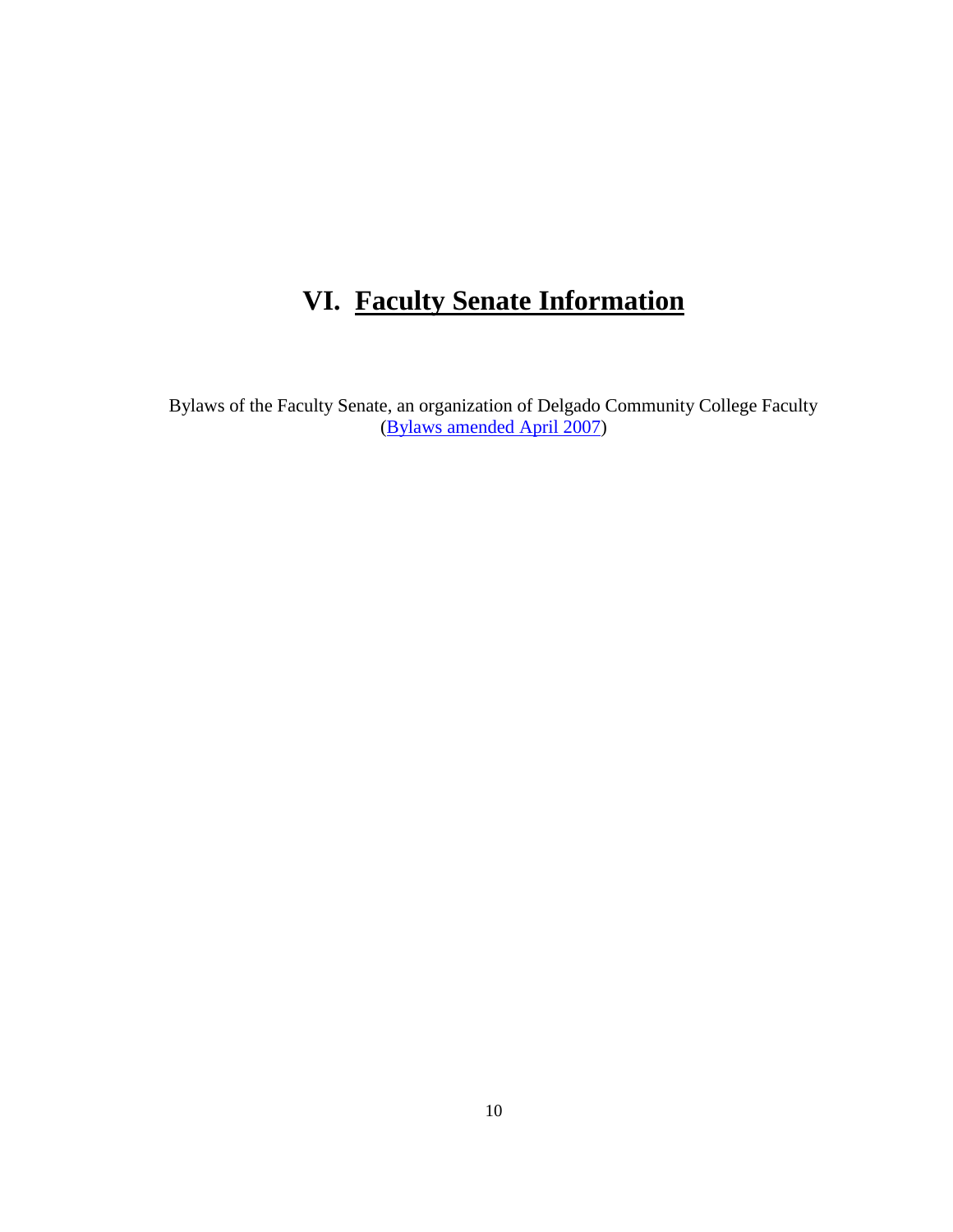# VI. Faculty Senate Information

Bylaws of the Faculty Senate, an organization of Delgado Community College Faculty (Bylaws amended April 2007)